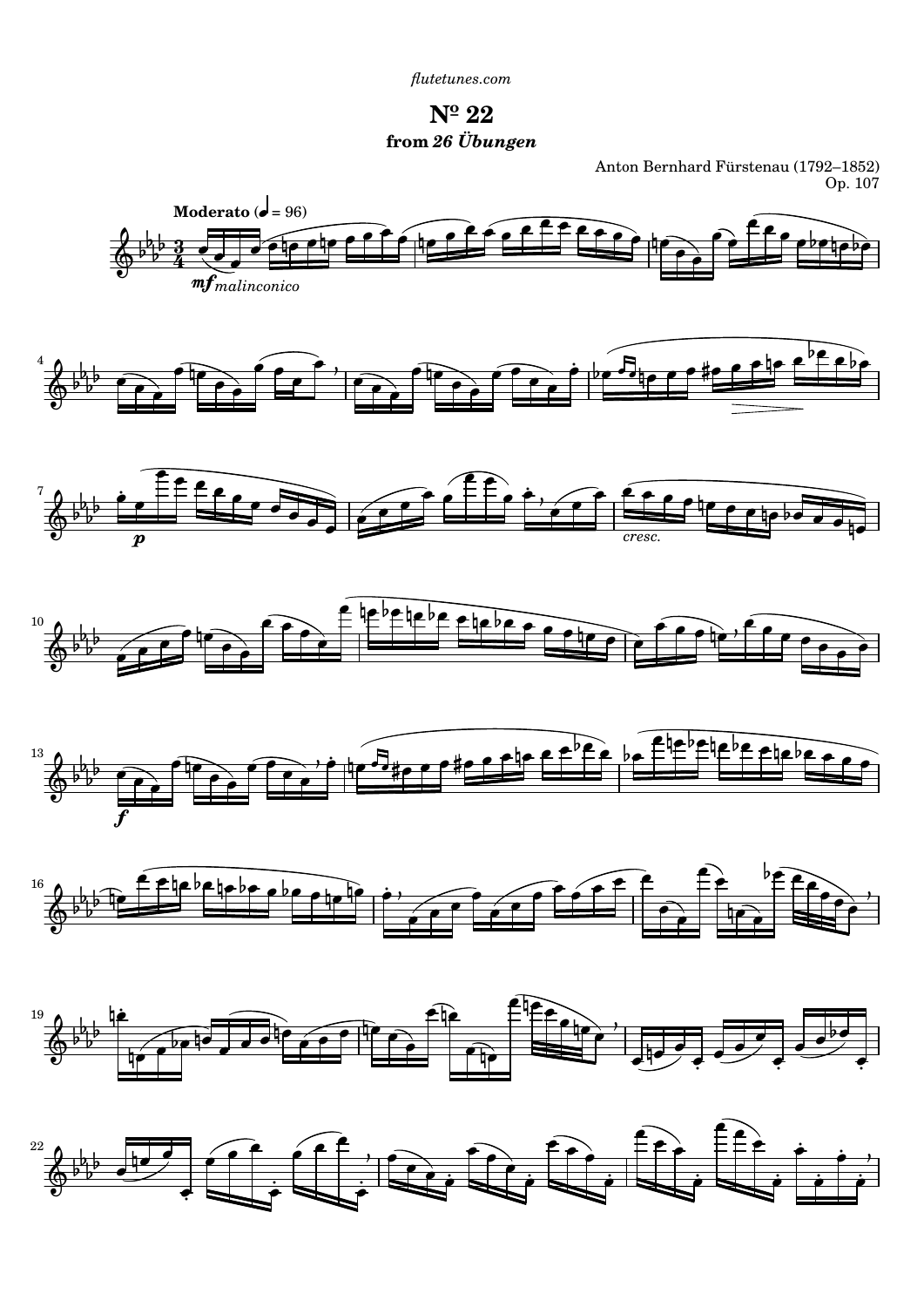flutetunes.com

# Nº 22

## from *26 Übungen*

Anton Bernhard Fürstenau (1792–1852)
Op. 107

**Moderato** (♩ = 96)

*mf* *malinconico*

*p*

*cresc.*

*f*